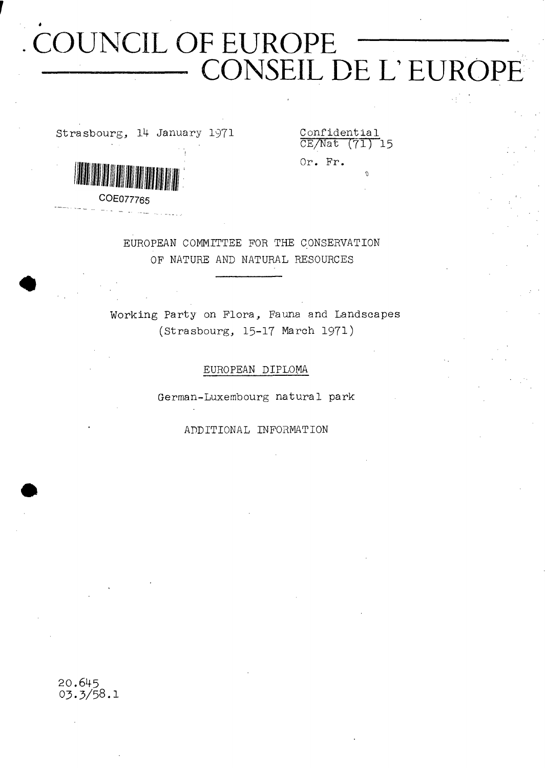# COUNCIL OF EUROPE
# CONSEIL DE L'EUROPE

Strasbourg, 14 January 1971

Confidential
CE/Nat (71) 15

Or. Fr.

COE077765

EUROPEAN COMMITTEE FOR THE CONSERVATION
OF NATURE AND NATURAL RESOURCES

Working Party on Flora, Fauna and Landscapes
(Strasbourg, 15-17 March 1971)

EUROPEAN DIPLOMA

German-Luxembourg natural park

ADDITIONAL INFORMATION

20.645
03.3/58.1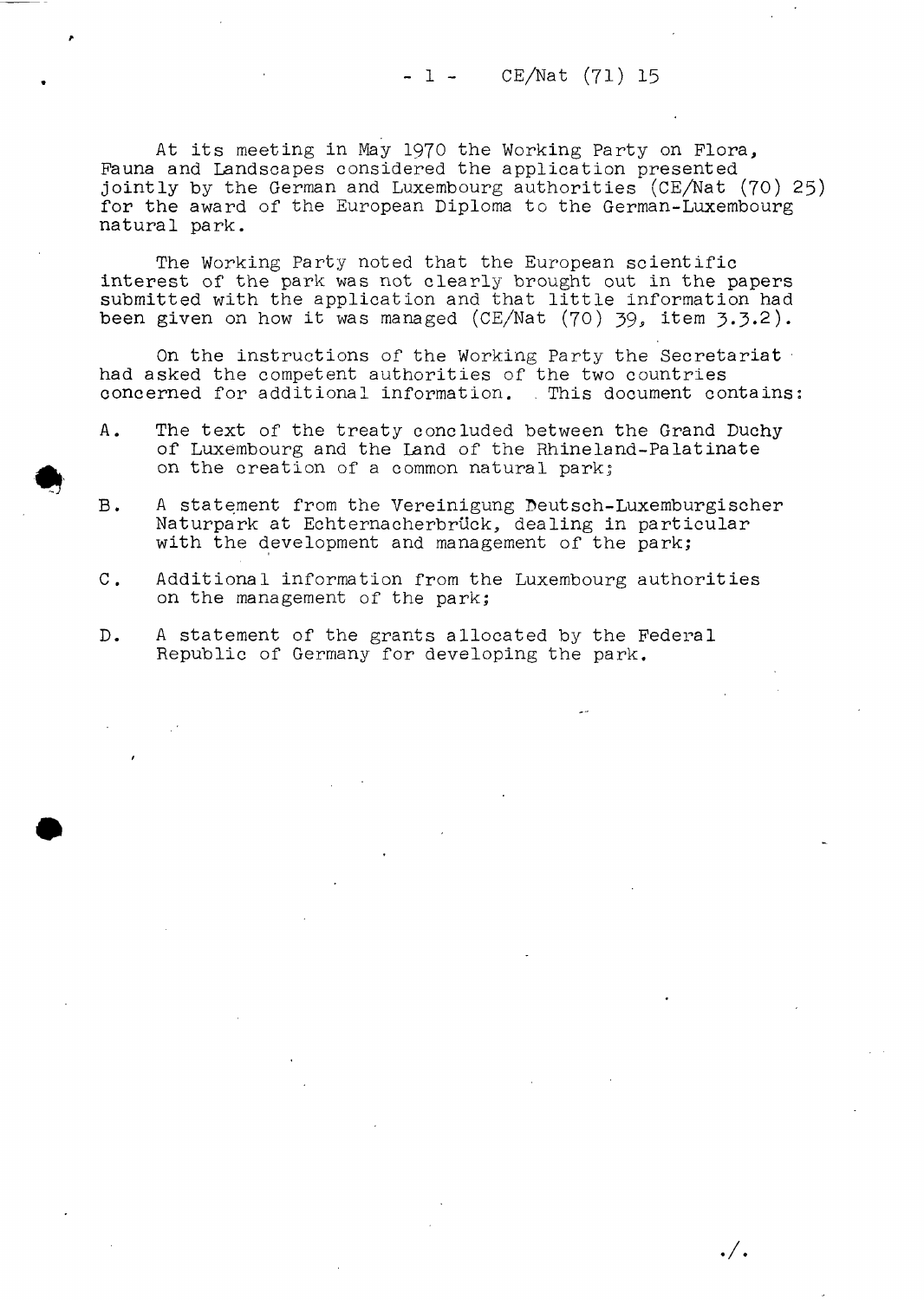At its meeting in May 1970 the Working Party on Flora, Fauna and Landscapes considered the application presented jointly by the German and Luxembourg authorities (CE/Nat (70) 25) for the award of the European Diploma to the German-Luxembourg natural park.

The Working Party noted that the European scientific interest of the park was not clearly brought out in the papers submitted with the application and that little information had been given on how it was managed (CE/Nat (70) 39, item 3.3.2).

On the instructions of the Working Party the Secretariat had asked the competent authorities of the two countries concerned for additional information. This document contains:

A. The text of the treaty concluded between the Grand Duchy of Luxembourg and the Land of the Rhineland-Palatinate on the creation of a common natural park;

B. A statement from the Vereinigung Deutsch-Luxemburgischer Naturpark at Echternacherbrück, dealing in particular with the development and management of the park;

C. Additional information from the Luxembourg authorities on the management of the park;

D. A statement of the grants allocated by the Federal Republic of Germany for developing the park.

./.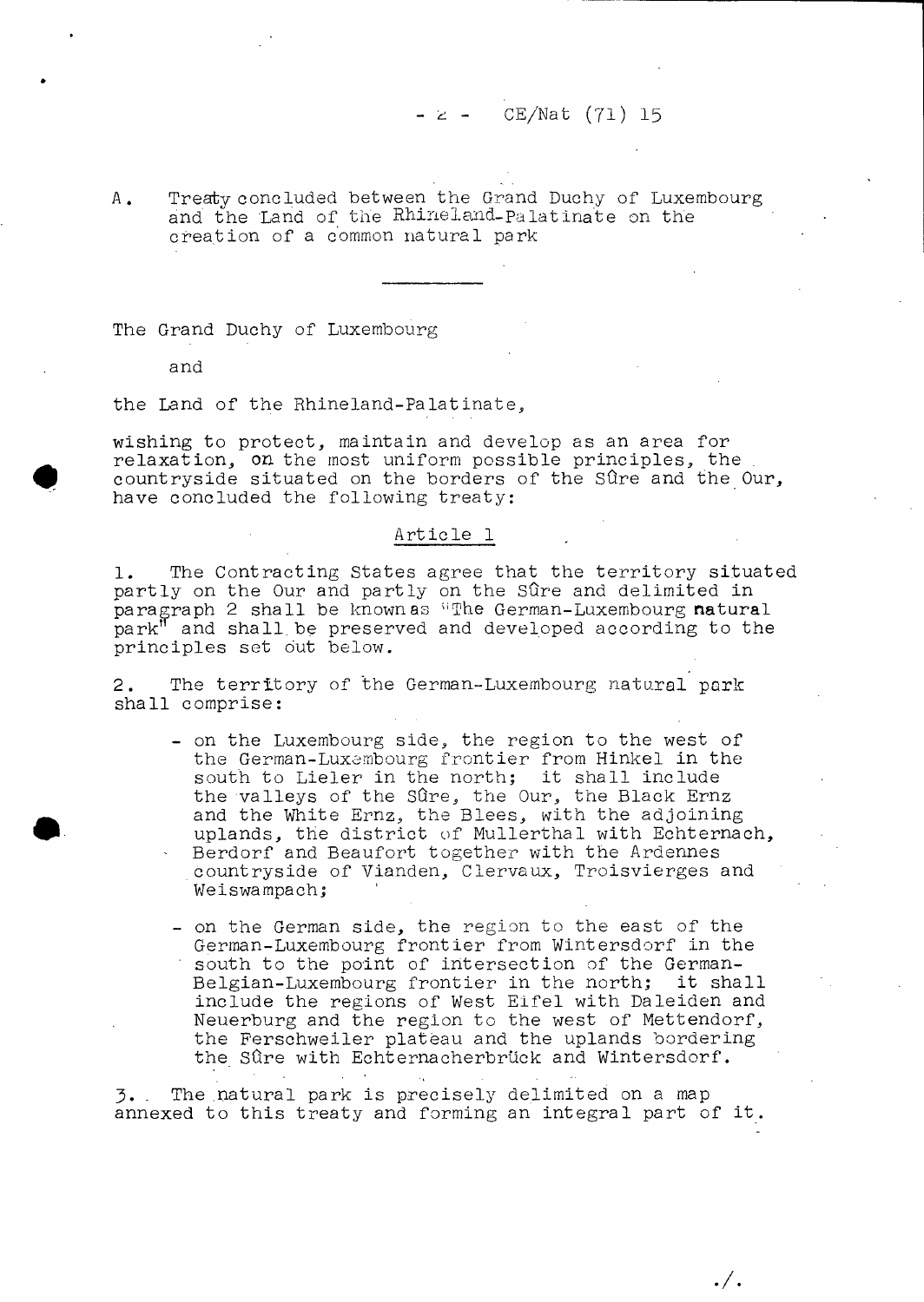A. Treaty concluded between the Grand Duchy of Luxembourg and the Land of the Rhineland-Palatinate on the creation of a common natural park

---

The Grand Duchy of Luxembourg

and

the Land of the Rhineland-Palatinate,

wishing to protect, maintain and develop as an area for relaxation, on the most uniform possible principles, the countryside situated on the borders of the Sûre and the Our, have concluded the following treaty:

## Article 1

1. The Contracting States agree that the territory situated partly on the Our and partly on the Sûre and delimited in paragraph 2 shall be known as "The German-Luxembourg natural park" and shall be preserved and developed according to the principles set out below.

2. The territory of the German-Luxembourg natural park shall comprise:

- on the Luxembourg side, the region to the west of the German-Luxembourg frontier from Hinkel in the south to Lieler in the north; it shall include the valleys of the Sûre, the Our, the Black Ernz and the White Ernz, the Blees, with the adjoining uplands, the district of Mullerthal with Echternach, Berdorf and Beaufort together with the Ardennes countryside of Vianden, Clervaux, Troisvierges and Weiswampach;

- on the German side, the region to the east of the German-Luxembourg frontier from Wintersdorf in the south to the point of intersection of the German-Belgian-Luxembourg frontier in the north; it shall include the regions of West Eifel with Daleiden and Neuerburg and the region to the west of Mettendorf, the Ferschweiler plateau and the uplands bordering the Sûre with Echternacherbrück and Wintersdorf.

3. The natural park is precisely delimited on a map annexed to this treaty and forming an integral part of it.

./.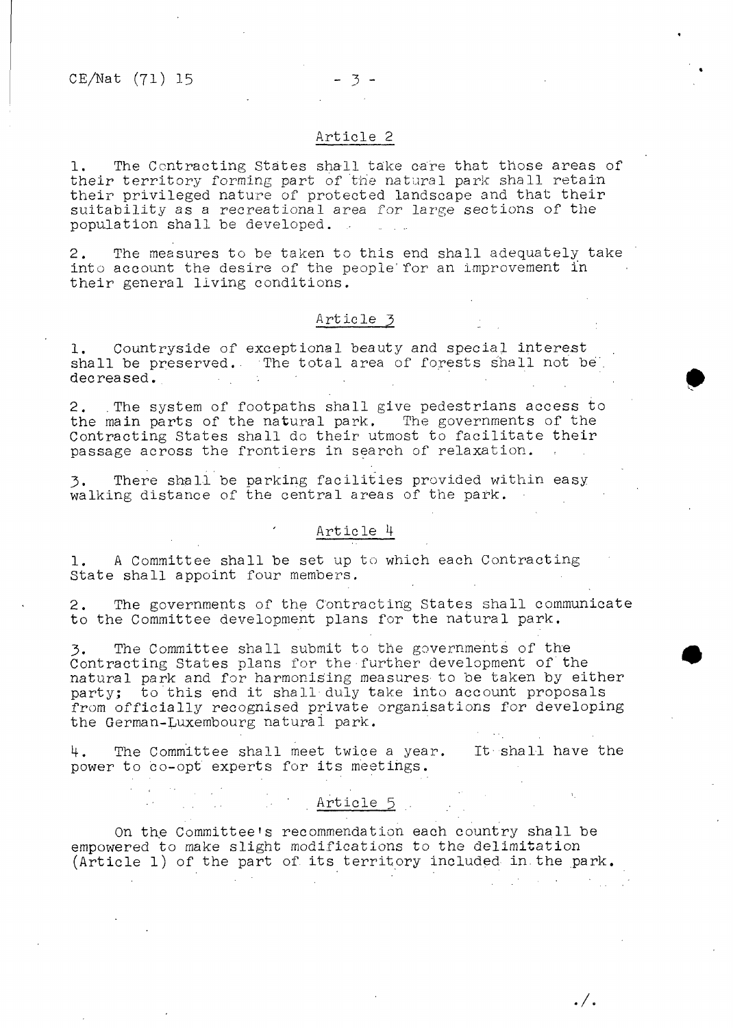## Article 2

1. The Contracting States shall take care that those areas of their territory forming part of the natural park shall retain their privileged nature of protected landscape and that their suitability as a recreational area for large sections of the population shall be developed.

2. The measures to be taken to this end shall adequately take into account the desire of the people for an improvement in their general living conditions.

## Article 3

1. Countryside of exceptional beauty and special interest shall be preserved. The total area of forests shall not be decreased.

2. The system of footpaths shall give pedestrians access to the main parts of the natural park. The governments of the Contracting States shall do their utmost to facilitate their passage across the frontiers in search of relaxation.

3. There shall be parking facilities provided within easy walking distance of the central areas of the park.

## Article 4

1. A Committee shall be set up to which each Contracting State shall appoint four members.

2. The governments of the Contracting States shall communicate to the Committee development plans for the natural park.

3. The Committee shall submit to the governments of the Contracting States plans for the further development of the natural park and for harmonising measures to be taken by either party; to this end it shall duly take into account proposals from officially recognised private organisations for developing the German-Luxembourg natural park.

4. The Committee shall meet twice a year. It shall have the power to co-opt experts for its meetings.

## Article 5

On the Committee's recommendation each country shall be empowered to make slight modifications to the delimitation (Article 1) of the part of its territory included in the park.

./.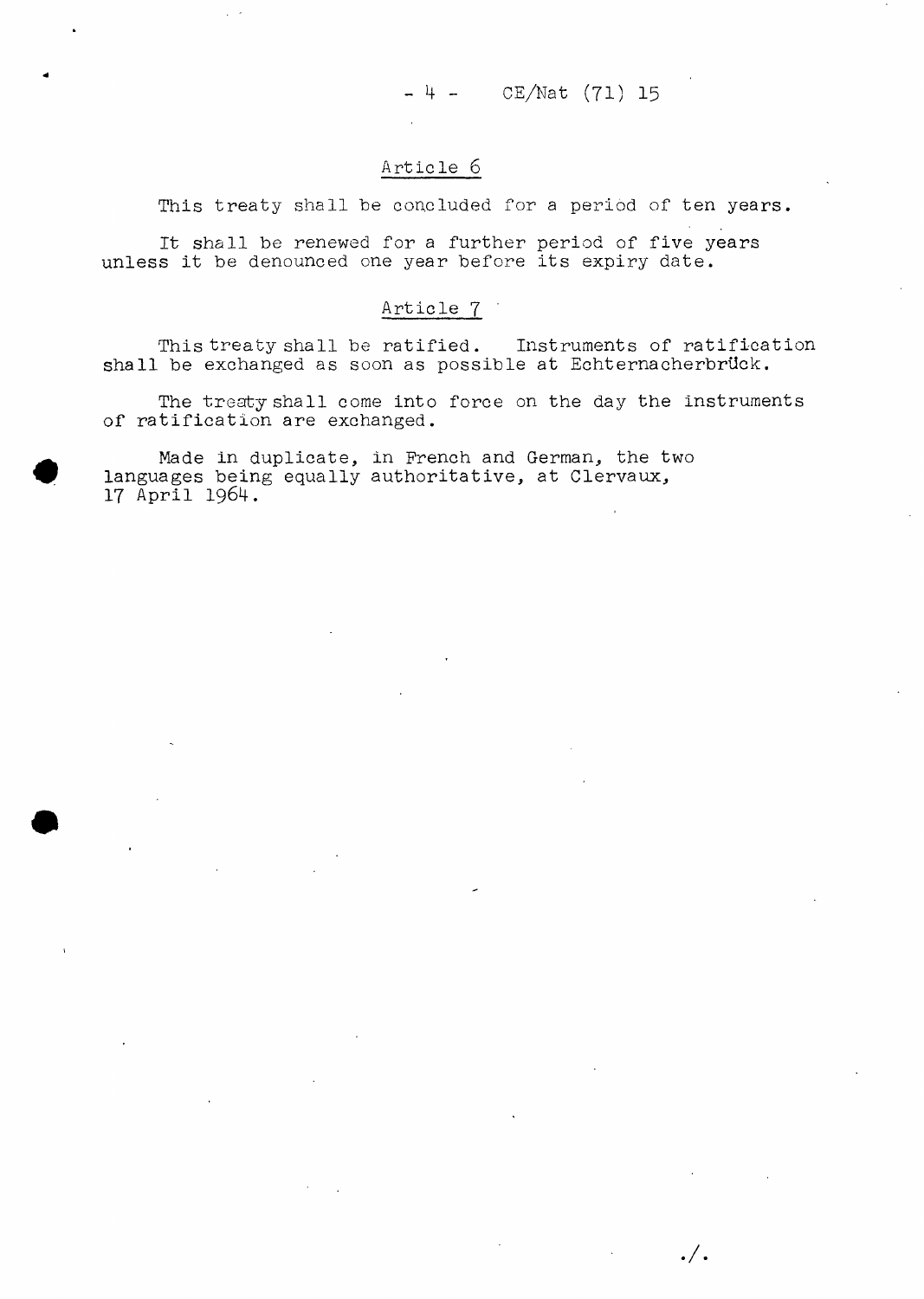## Article 6

This treaty shall be concluded for a period of ten years.

It shall be renewed for a further period of five years unless it be denounced one year before its expiry date.

## Article 7

This treaty shall be ratified. Instruments of ratification shall be exchanged as soon as possible at Echternacherbrück.

The treaty shall come into force on the day the instruments of ratification are exchanged.

Made in duplicate, in French and German, the two languages being equally authoritative, at Clervaux, 17 April 1964.

./.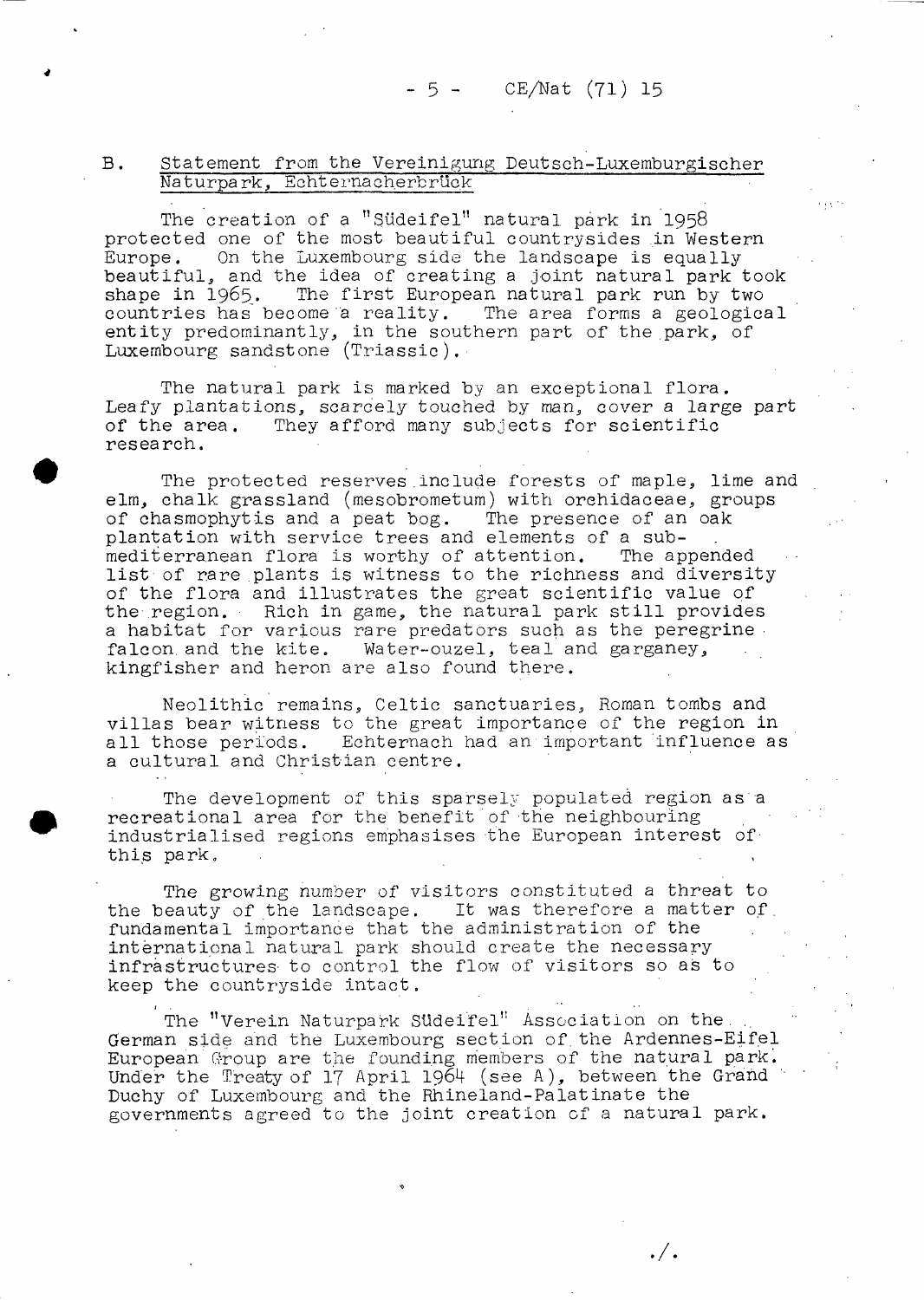## B. Statement from the Vereinigung Deutsch-Luxemburgischer Naturpark, Echternacherbrück

The creation of a "Südeifel" natural park in 1958 protected one of the most beautiful countrysides in Western Europe. On the Luxembourg side the landscape is equally beautiful, and the idea of creating a joint natural park took shape in 1965. The first European natural park run by two countries has become a reality. The area forms a geological entity predominantly, in the southern part of the park, of Luxembourg sandstone (Triassic).

The natural park is marked by an exceptional flora. Leafy plantations, scarcely touched by man, cover a large part of the area. They afford many subjects for scientific research.

The protected reserves include forests of maple, lime and elm, chalk grassland (mesobrometum) with orchidaceae, groups of chasmophytis and a peat bog. The presence of an oak plantation with service trees and elements of a sub-mediterranean flora is worthy of attention. The appended list of rare plants is witness to the richness and diversity of the flora and illustrates the great scientific value of the region. Rich in game, the natural park still provides a habitat for various rare predators such as the peregrine falcon and the kite. Water-ouzel, teal and garganey, kingfisher and heron are also found there.

Neolithic remains, Celtic sanctuaries, Roman tombs and villas bear witness to the great importance of the region in all those periods. Echternach had an important influence as a cultural and Christian centre.

The development of this sparsely populated region as a recreational area for the benefit of the neighbouring industrialised regions emphasises the European interest of this park.

The growing number of visitors constituted a threat to the beauty of the landscape. It was therefore a matter of fundamental importance that the administration of the international natural park should create the necessary infrastructures to control the flow of visitors so as to keep the countryside intact.

The "Verein Naturpark Südeifel" Association on the German side and the Luxembourg section of the Ardennes-Eifel European Group are the founding members of the natural park. Under the Treaty of 17 April 1964 (see A), between the Grand Duchy of Luxembourg and the Rhineland-Palatinate the governments agreed to the joint creation of a natural park.

./.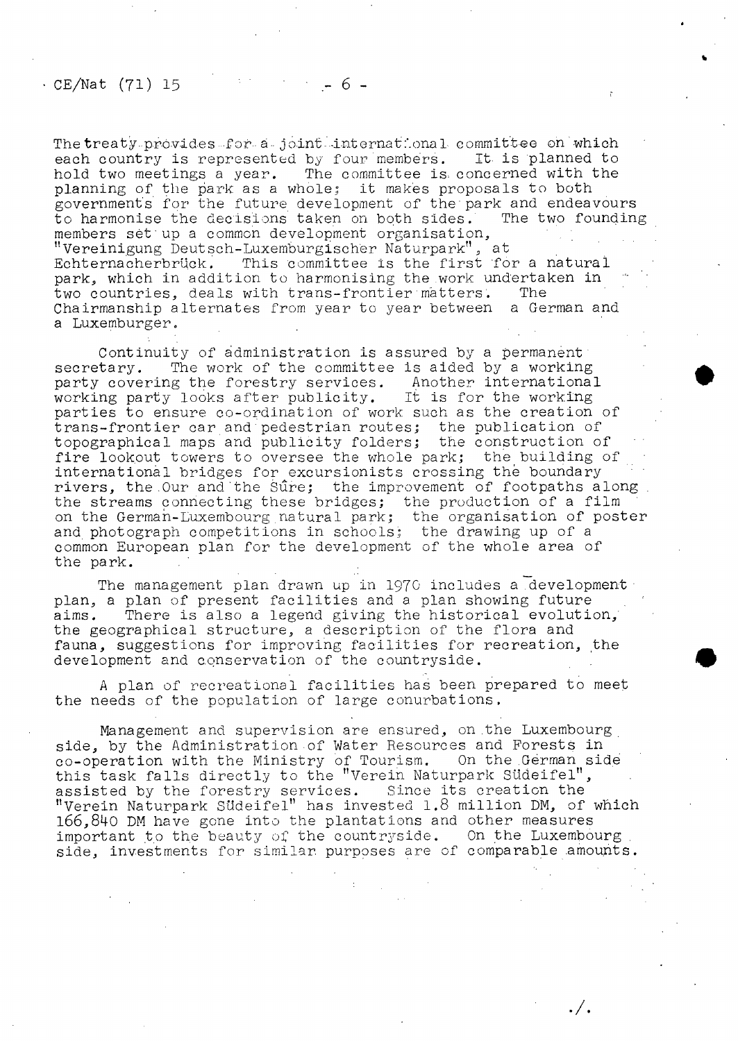The treaty provides for a joint international committee on which each country is represented by four members. It is planned to hold two meetings a year. The committee is concerned with the planning of the park as a whole; it makes proposals to both governments for the future development of the park and endeavours to harmonise the decisions taken on both sides. The two founding members set up a common development organisation, "Vereinigung Deutsch-Luxemburgischer Naturpark", at Echternacherbrück. This committee is the first for a natural park, which in addition to harmonising the work undertaken in two countries, deals with trans-frontier matters. The Chairmanship alternates from year to year between a German and a Luxemburger.

Continuity of administration is assured by a permanent secretary. The work of the committee is aided by a working party covering the forestry services. Another international working party looks after publicity. It is for the working parties to ensure co-ordination of work such as the creation of trans-frontier car and pedestrian routes; the publication of topographical maps and publicity folders; the construction of fire lookout towers to oversee the whole park; the building of international bridges for excursionists crossing the boundary rivers, the Our and the Sûre; the improvement of footpaths along the streams connecting these bridges; the production of a film on the German-Luxembourg natural park; the organisation of poster and photograph competitions in schools; the drawing up of a common European plan for the development of the whole area of the park.

The management plan drawn up in 1970 includes a development plan, a plan of present facilities and a plan showing future aims. There is also a legend giving the historical evolution, the geographical structure, a description of the flora and fauna, suggestions for improving facilities for recreation, the development and conservation of the countryside.

A plan of recreational facilities has been prepared to meet the needs of the population of large conurbations.

Management and supervision are ensured, on the Luxembourg side, by the Administration of Water Resources and Forests in co-operation with the Ministry of Tourism. On the German side this task falls directly to the "Verein Naturpark Südeifel", assisted by the forestry services. Since its creation the "Verein Naturpark Südeifel" has invested 1.8 million DM, of which 166,840 DM have gone into the plantations and other measures important to the beauty of the countryside. On the Luxembourg side, investments for similar purposes are of comparable amounts.

./.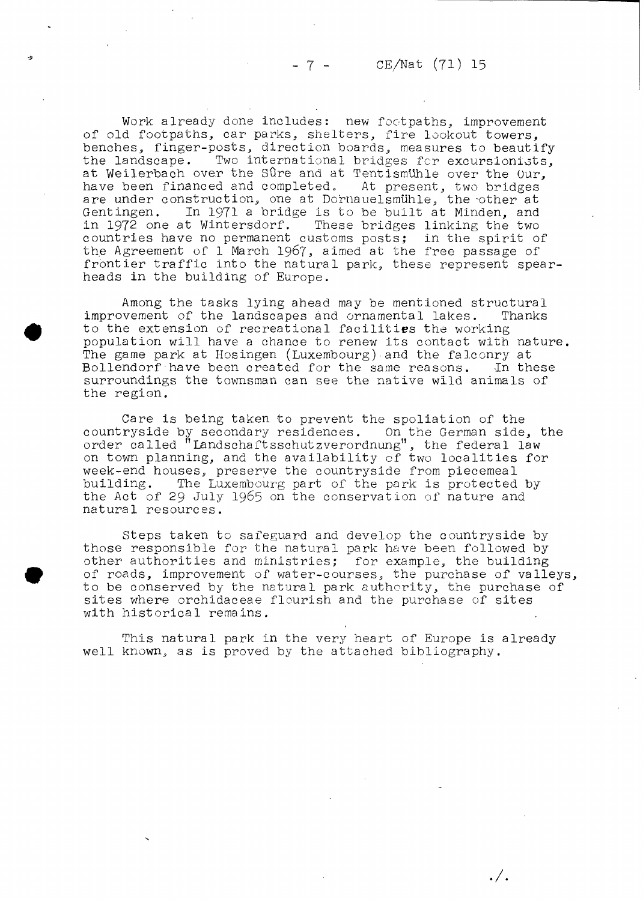Work already done includes: new footpaths, improvement of old footpaths, car parks, shelters, fire lookout towers, benches, finger-posts, direction boards, measures to beautify the landscape. Two international bridges for excursionists, at Weilerbach over the Sûre and at Tentismühle over the Our, have been financed and completed. At present, two bridges are under construction, one at Dornauelsmühle, the other at Gentingen. In 1971 a bridge is to be built at Minden, and in 1972 one at Wintersdorf. These bridges linking the two countries have no permanent customs posts; in the spirit of the Agreement of 1 March 1967, aimed at the free passage of frontier traffic into the natural park, these represent spear-heads in the building of Europe.

Among the tasks lying ahead may be mentioned structural improvement of the landscapes and ornamental lakes. Thanks to the extension of recreational facilities the working population will have a chance to renew its contact with nature. The game park at Hosingen (Luxembourg) and the falconry at Bollendorf have been created for the same reasons. In these surroundings the townsman can see the native wild animals of the region.

Care is being taken to prevent the spoliation of the countryside by secondary residences. On the German side, the order called "Landschaftsschutzverordnung", the federal law on town planning, and the availability of two localities for week-end houses, preserve the countryside from piecemeal building. The Luxembourg part of the park is protected by the Act of 29 July 1965 on the conservation of nature and natural resources.

Steps taken to safeguard and develop the countryside by those responsible for the natural park have been followed by other authorities and ministries; for example, the building of roads, improvement of water-courses, the purchase of valleys, to be conserved by the natural park authority, the purchase of sites where orchidaceae flourish and the purchase of sites with historical remains.

This natural park in the very heart of Europe is already well known, as is proved by the attached bibliography.

./.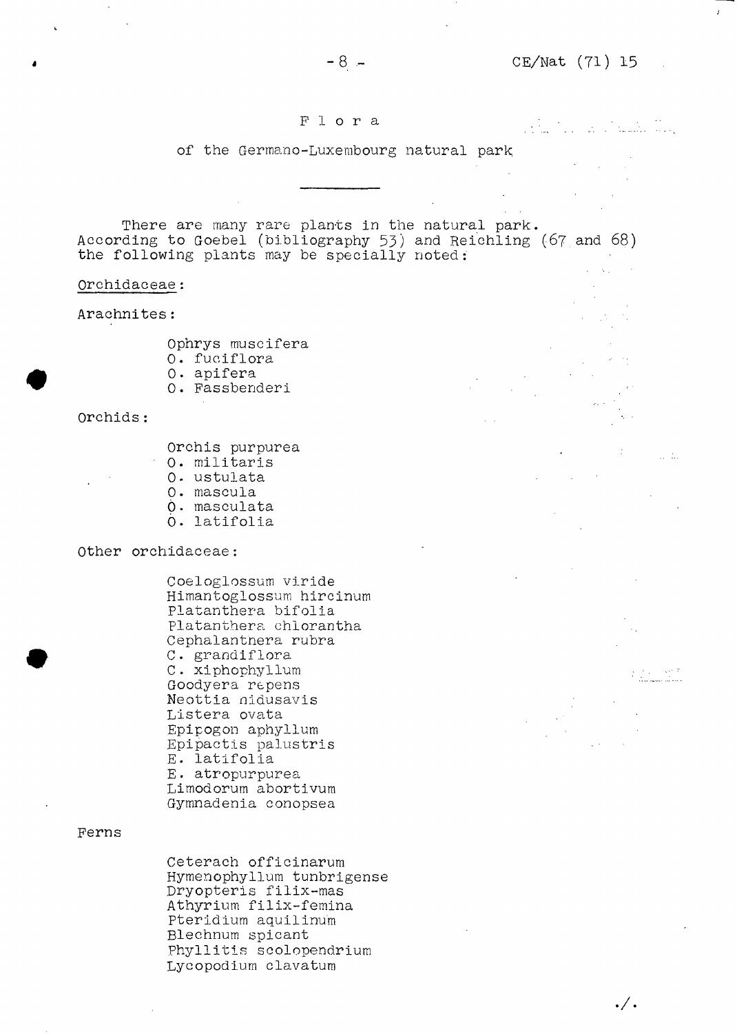# Flora

## of the Germano-Luxembourg natural park

There are many rare plants in the natural park. According to Goebel (bibliography 53) and Reichling (67 and 68) the following plants may be specially noted:

Orchidaceae:

Arachnites:

- Ophrys muscifera
- O. fuciflora
- O. apifera
- O. Fassbenderi

Orchids:

- Orchis purpurea
- O. militaris
- O. ustulata
- O. mascula
- O. masculata
- O. latifolia

Other orchidaceae:

- Coeloglossum viride
- Himantoglossum hircinum
- Platanthera bifolia
- Platanthera chlorantha
- Cephalantnera rubra
- C. grandiflora
- C. xiphophyllum
- Goodyera repens
- Neottia nidusavis
- Listera ovata
- Epipogon aphyllum
- Epipactis palustris
- E. latifolia
- E. atropurpurea
- Limodorum abortivum
- Gymnadenia conopsea

Ferns

- Ceterach officinarum
- Hymenophyllum tunbrigense
- Dryopteris filix-mas
- Athyrium filix-femina
- Pteridium aquilinum
- Blechnum spicant
- Phyllitis scolopendrium
- Lycopodium clavatum

./.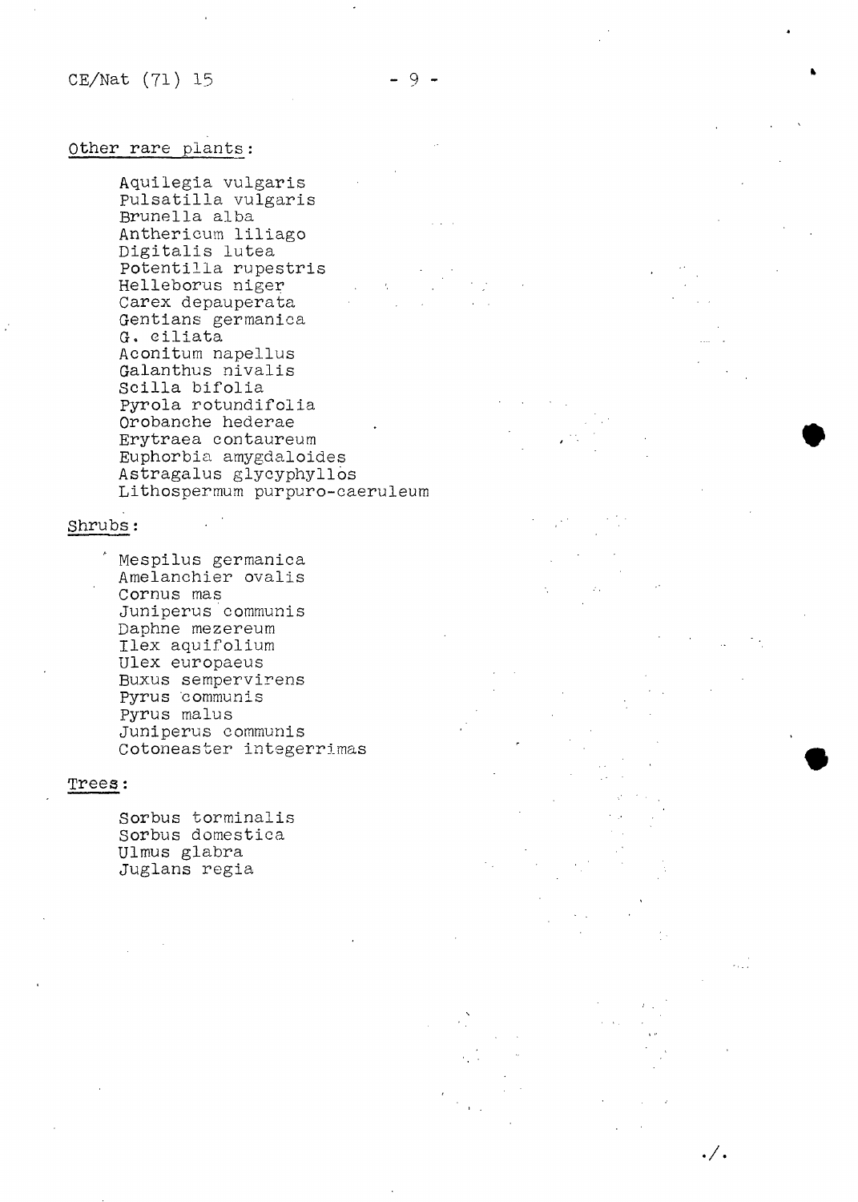Other rare plants:

Aquilegia vulgaris
Pulsatilla vulgaris
Brunella alba
Anthericum liliago
Digitalis lutea
Potentilla rupestris
Helleborus niger
Carex depauperata
Gentians germanica
G. ciliata
Aconitum napellus
Galanthus nivalis
Scilla bifolia
Pyrola rotundifolia
Orobanche hederae
Erytraea contaureum
Euphorbia amygdaloides
Astragalus glycyphyllos
Lithospermum purpuro-caeruleum

Shrubs:

Mespilus germanica
Amelanchier ovalis
Cornus mas
Juniperus communis
Daphne mezereum
Ilex aquifolium
Ulex europaeus
Buxus sempervirens
Pyrus communis
Pyrus malus
Juniperus communis
Cotoneaster integerrimas

Trees:

Sorbus torminalis
Sorbus domestica
Ulmus glabra
Juglans regia

./.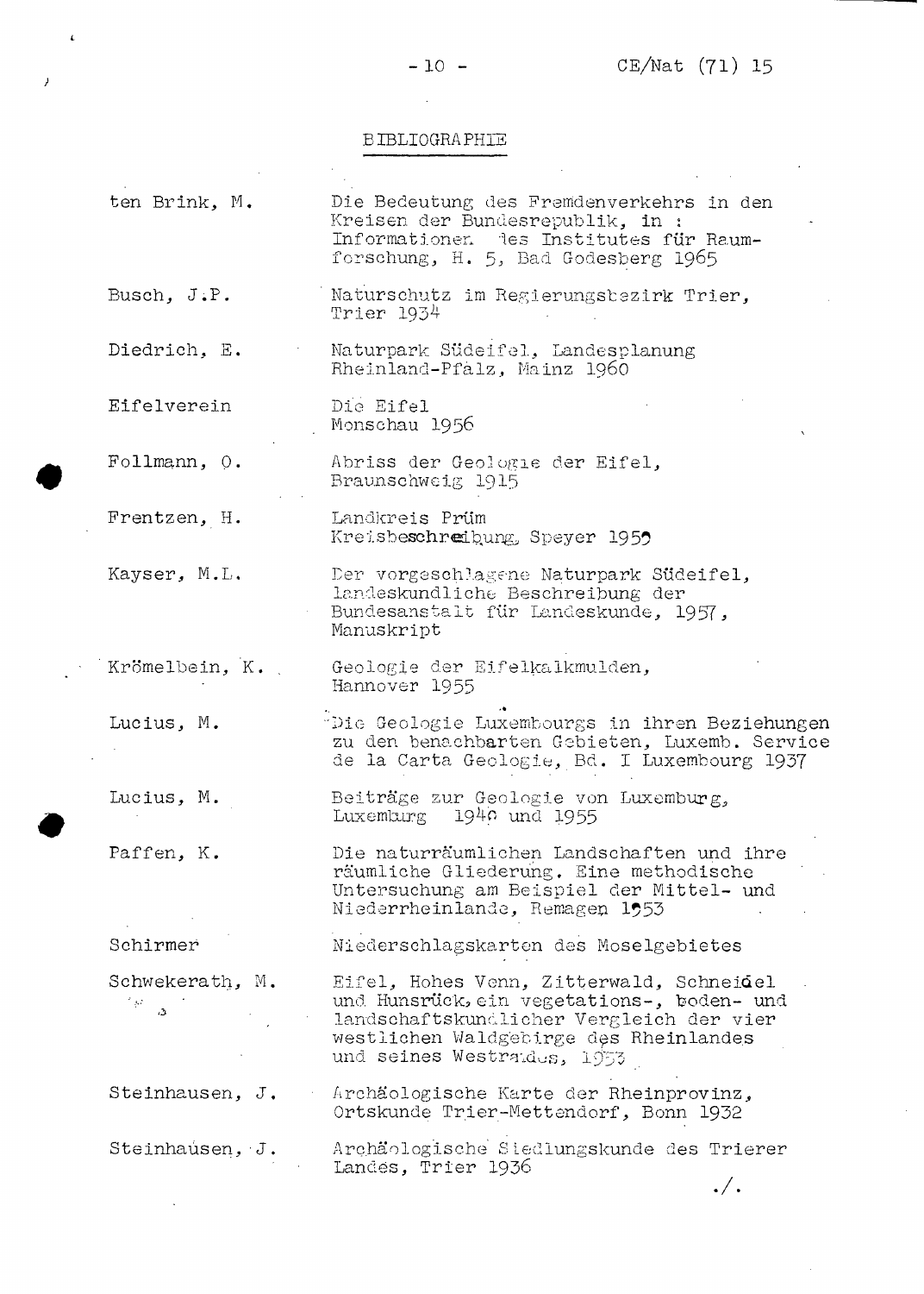## BIBLIOGRAPHIE

| | |
|---|---|
| ten Brink, M. | Die Bedeutung des Fremdenverkehrs in den Kreisen der Bundesrepublik, in : Informationen des Institutes für Raumforschung, H. 5, Bad Godesberg 1965 |
| Busch, J.P. | Naturschutz im Regierungsbezirk Trier, Trier 1934 |
| Diedrich, E. | Naturpark Südeifel, Landesplanung Rheinland-Pfalz, Mainz 1960 |
| Eifelverein | Die Eifel Monschau 1956 |
| Follmann, O. | Abriss der Geologie der Eifel, Braunschweig 1915 |
| Frentzen, H. | Landkreis Prüm Kreisbeschreibung, Speyer 1959 |
| Kayser, M.L. | Der vorgeschlagene Naturpark Südeifel, landeskundliche Beschreibung der Bundesanstalt für Landeskunde, 1957, Manuskript |
| Krömelbein, K. | Geologie der Eifelkalkmulden, Hannover 1955 |
| Lucius, M. | Die Geologie Luxembourgs in ihren Beziehungen zu den benachbarten Gebieten, Luxemb. Service de la Carta Geologie, Bd. I Luxembourg 1937 |
| Lucius, M. | Beiträge zur Geologie von Luxemburg, Luxemburg 1940 und 1955 |
| Paffen, K. | Die naturräumlichen Landschaften und ihre räumliche Gliederung. Eine methodische Untersuchung am Beispiel der Mittel- und Niederrheinlande, Remagen 1953 |
| Schirmer | Niederschlagskarten des Moselgebietes |
| Schwekerath, M. | Eifel, Hohes Venn, Zitterwald, Schneidel und Hunsrück, ein vegetations-, boden- und landschaftskundlicher Vergleich der vier westlichen Waldgebirge des Rheinlandes und seines Westrandes, 1953 |
| Steinhausen, J. | Archäologische Karte der Rheinprovinz, Ortskunde Trier-Mettendorf, Bonn 1932 |
| Steinhausen, J. | Archäologische Siedlungskunde des Trierer Landes, Trier 1936 |

./.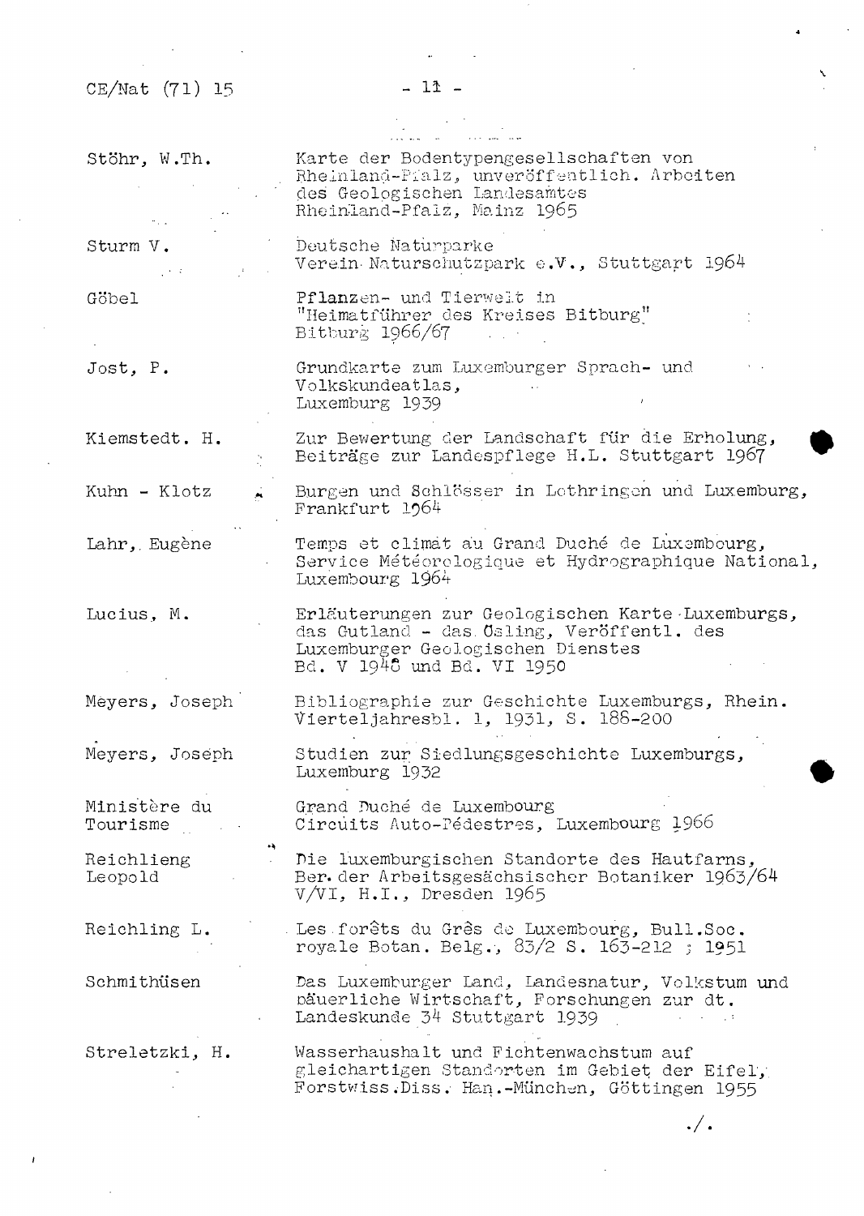| | |
|---|---|
| Stöhr, W.Th. | Karte der Bodentypengesellschaften von Rheinland-Pfalz, unveröffentlich. Arbeiten des Geologischen Landesamtes Rheinland-Pfalz, Mainz 1965 |
| Sturm V. | Deutsche Naturparke Verein Naturschutzpark e.V., Stuttgart 1964 |
| Göbel | Pflanzen- und Tierwelt in "Heimatführer des Kreises Bitburg" Bitburg 1966/67 |
| Jost, P. | Grundkarte zum Luxemburger Sprach- und Volkskundeatlas, Luxemburg 1939 |
| Kiemstedt. H. | Zur Bewertung der Landschaft für die Erholung, Beiträge zur Landespflege H.L. Stuttgart 1967 |
| Kuhn - Klotz | Burgen und Schlösser in Lothringen und Luxemburg, Frankfurt 1964 |
| Lahr, Eugène | Temps et climat au Grand Duché de Luxembourg, Service Météorologique et Hydrographique National, Luxembourg 1964 |
| Lucius, M. | Erläuterungen zur Geologischen Karte Luxemburgs, das Gutland - das Ösling, Veröffentl. des Luxemburger Geologischen Dienstes Bd. V 1948 und Bd. VI 1950 |
| Meyers, Joseph | Bibliographie zur Geschichte Luxemburgs, Rhein. Vierteljahresbl. 1, 1931, S. 188-200 |
| Meyers, Joseph | Studien zur Siedlungsgeschichte Luxemburgs, Luxemburg 1932 |
| Ministère du Tourisme | Grand Duché de Luxembourg Circuits Auto-Pédestres, Luxembourg 1966 |
| Reichlieng Leopold | Die luxemburgischen Standorte des Hautfarns, Ber. der Arbeitsgesächsischer Botaniker 1963/64 V/VI, H.I., Dresden 1965 |
| Reichling L. | Les forêts du Grès de Luxembourg, Bull.Soc. royale Botan. Belg., 83/2 S. 163-212 ; 1951 |
| Schmithüsen | Das Luxemburger Land, Landesnatur, Volkstum und bäuerliche Wirtschaft, Forschungen zur dt. Landeskunde 34 Stuttgart 1939 |
| Streletzki, H. | Wasserhaushalt und Fichtenwachstum auf gleichartigen Standorten im Gebiet der Eifel, Forstwiss.Diss. Han.-München, Göttingen 1955 |

./.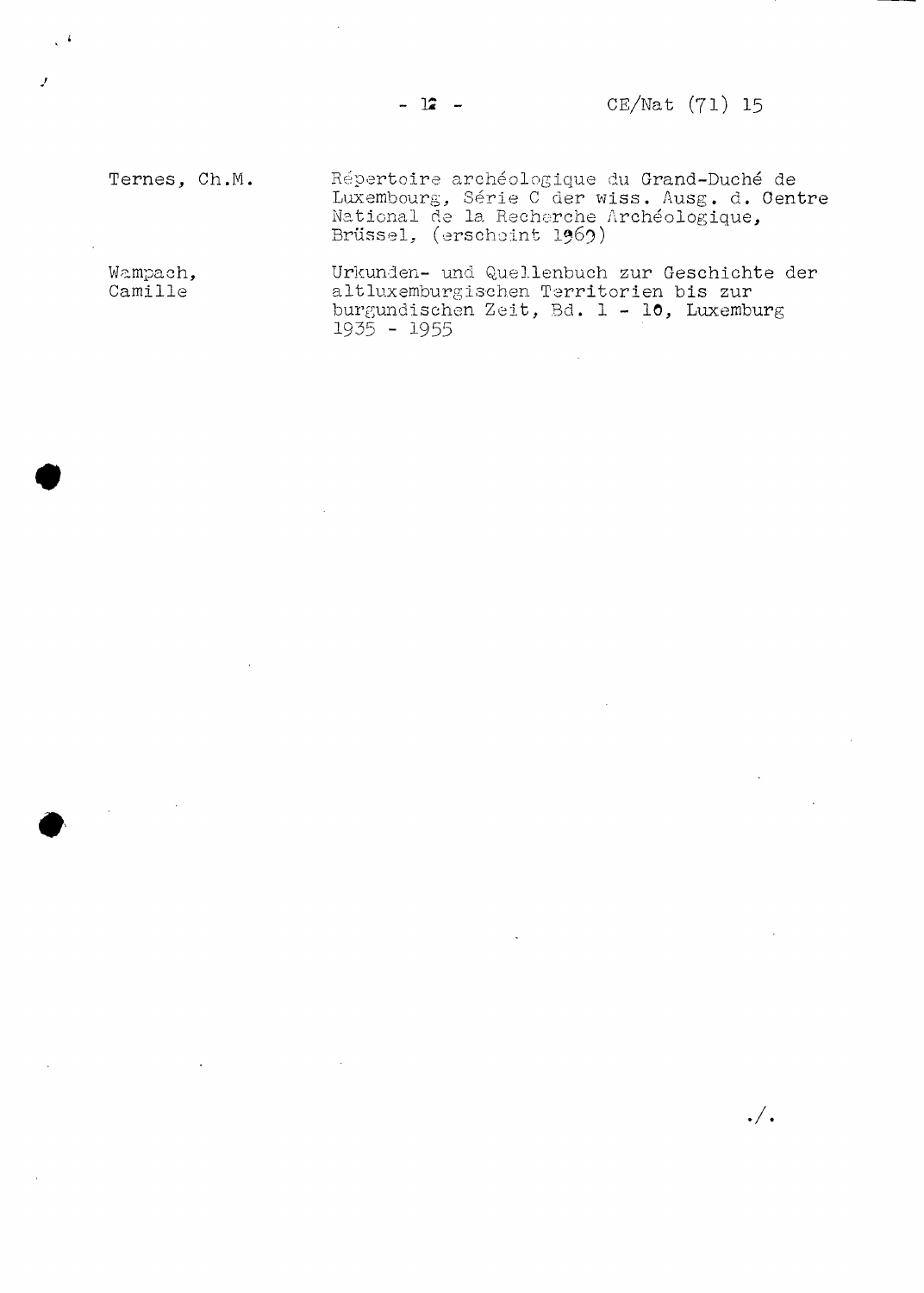| | |
|---|---|
| Ternes, Ch.M. | Répertoire archéologique du Grand-Duché de Luxembourg, Série C der wiss. Ausg. d. Centre National de la Recherche Archéologique, Brüssel, (erscheint 1969) |
| Wampach, Camille | Urkunden- und Quellenbuch zur Geschichte der altluxemburgischen Territorien bis zur burgundischen Zeit, Bd. 1 - 10, Luxemburg 1935 - 1955 |

./.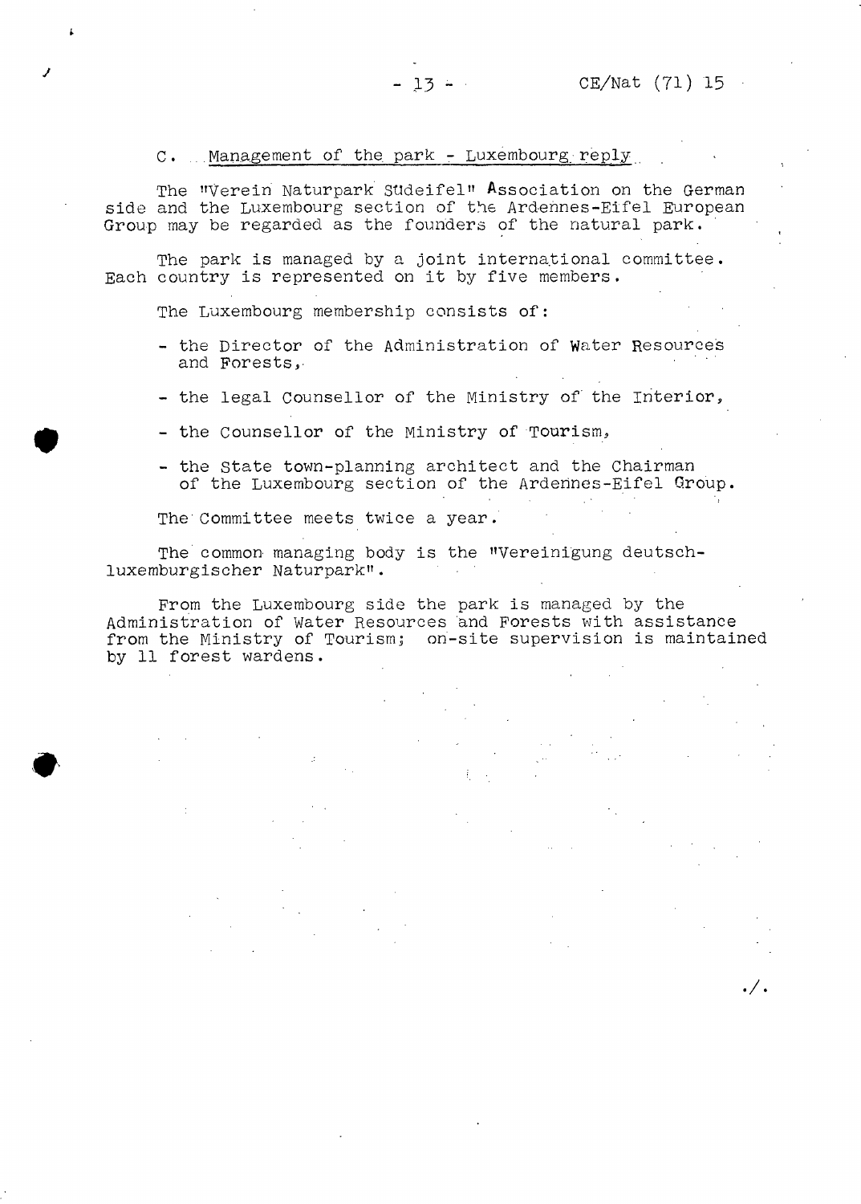C. Management of the park - Luxembourg reply

The "Verein Naturpark Südeifel" Association on the German side and the Luxembourg section of the Ardennes-Eifel European Group may be regarded as the founders of the natural park.

The park is managed by a joint international committee. Each country is represented on it by five members.

The Luxembourg membership consists of:

- the Director of the Administration of Water Resources and Forests,
- the legal Counsellor of the Ministry of the Interior,
- the Counsellor of the Ministry of Tourism,
- the State town-planning architect and the Chairman of the Luxembourg section of the Ardennes-Eifel Group.

The Committee meets twice a year.

The common managing body is the "Vereinigung deutsch-luxemburgischer Naturpark".

From the Luxembourg side the park is managed by the Administration of Water Resources and Forests with assistance from the Ministry of Tourism; on-site supervision is maintained by 11 forest wardens.

./.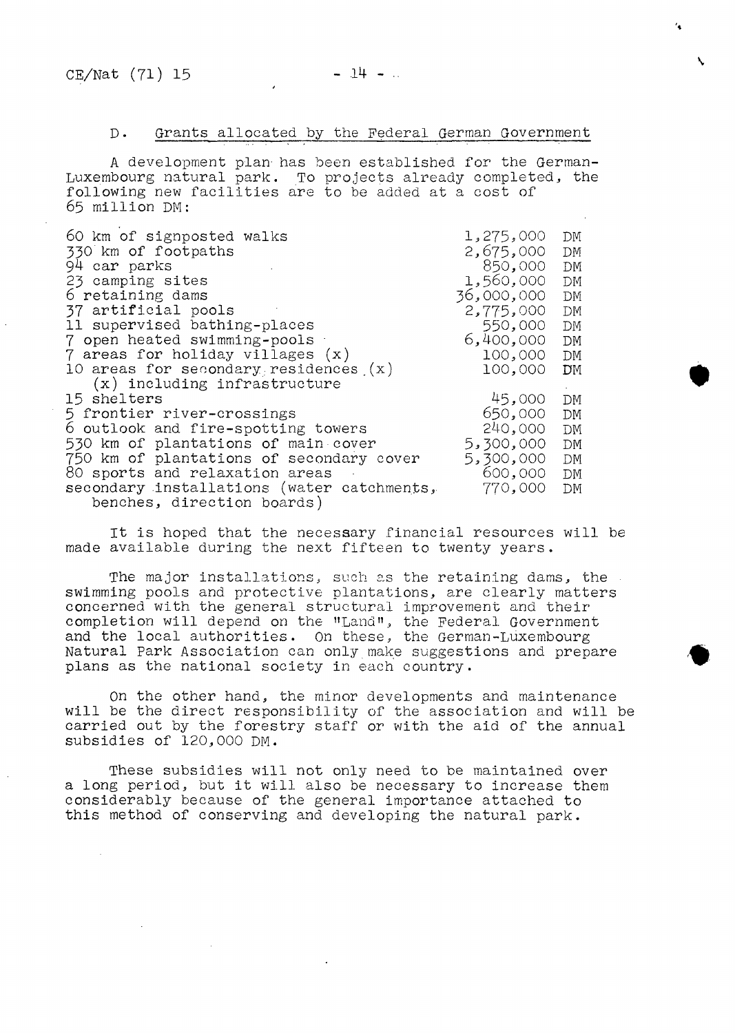## D. Grants allocated by the Federal German Government

A development plan has been established for the German-Luxembourg natural park. To projects already completed, the following new facilities are to be added at a cost of 65 million DM:

| | |
|---|---|
| 60 km of signposted walks | 1,275,000 DM |
| 330 km of footpaths | 2,675,000 DM |
| 94 car parks | 850,000 DM |
| 23 camping sites | 1,560,000 DM |
| 6 retaining dams | 36,000,000 DM |
| 37 artificial pools | 2,775,000 DM |
| 11 supervised bathing-places | 550,000 DM |
| 7 open heated swimming-pools | 6,400,000 DM |
| 7 areas for holiday villages (x) | 100,000 DM |
| 10 areas for secondary residences (x)<br>(x) including infrastructure | 100,000 DM |
| 15 shelters | 45,000 DM |
| 5 frontier river-crossings | 650,000 DM |
| 6 outlook and fire-spotting towers | 240,000 DM |
| 530 km of plantations of main cover | 5,300,000 DM |
| 750 km of plantations of secondary cover | 5,300,000 DM |
| 80 sports and relaxation areas | 600,000 DM |
| secondary installations (water catchments, benches, direction boards) | 770,000 DM |

It is hoped that the necessary financial resources will be made available during the next fifteen to twenty years.

The major installations, such as the retaining dams, the swimming pools and protective plantations, are clearly matters concerned with the general structural improvement and their completion will depend on the "Land", the Federal Government and the local authorities. On these, the German-Luxembourg Natural Park Association can only make suggestions and prepare plans as the national society in each country.

On the other hand, the minor developments and maintenance will be the direct responsibility of the association and will be carried out by the forestry staff or with the aid of the annual subsidies of 120,000 DM.

These subsidies will not only need to be maintained over a long period, but it will also be necessary to increase them considerably because of the general importance attached to this method of conserving and developing the natural park.